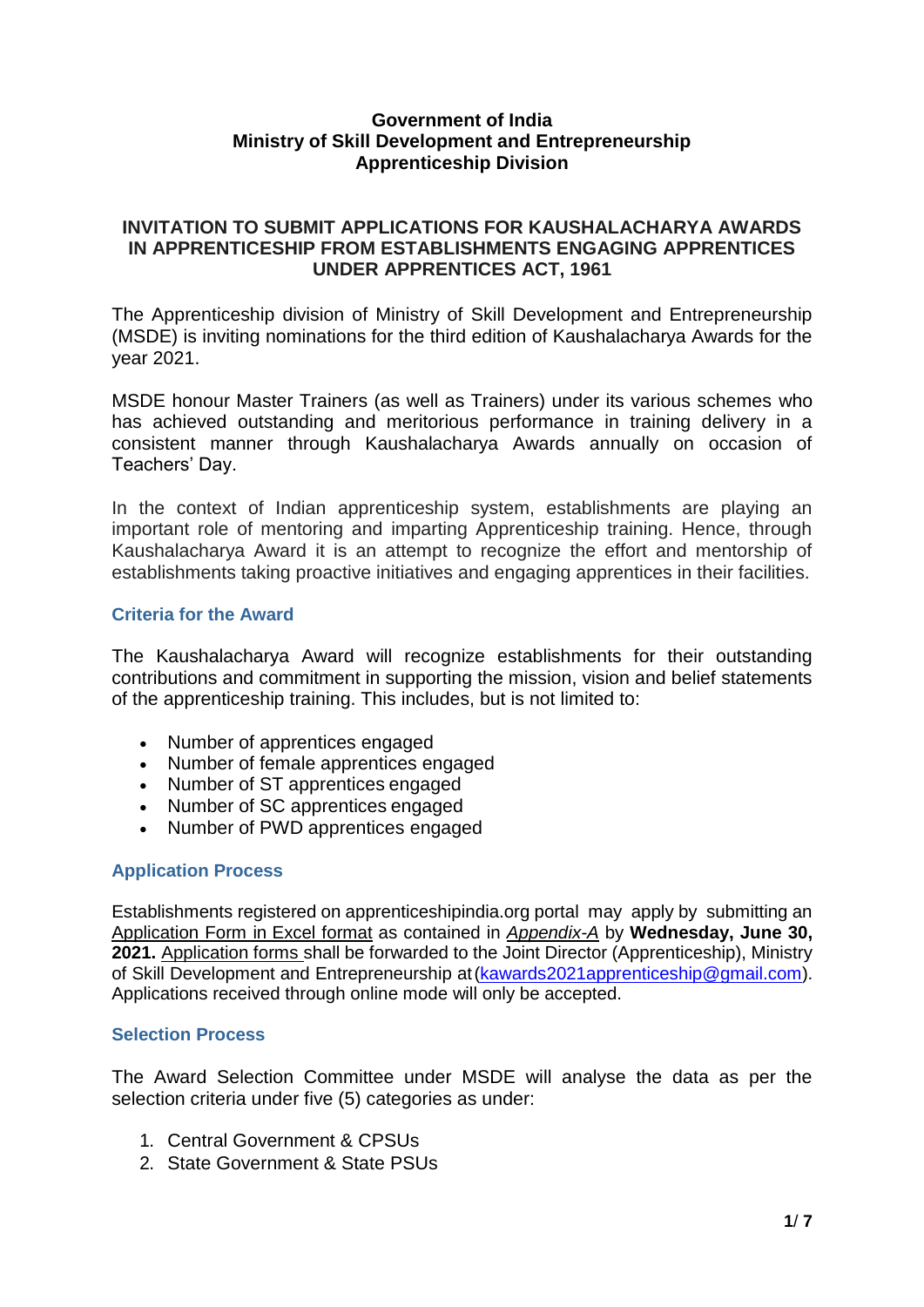**Government of India**
**Ministry of Skill Development and Entrepreneurship**
**Apprenticeship Division**

# INVITATION TO SUBMIT APPLICATIONS FOR KAUSHALACHARYA AWARDS IN APPRENTICESHIP FROM ESTABLISHMENTS ENGAGING APPRENTICES UNDER APPRENTICES ACT, 1961

The Apprenticeship division of Ministry of Skill Development and Entrepreneurship (MSDE) is inviting nominations for the third edition of Kaushalacharya Awards for the year 2021.

MSDE honour Master Trainers (as well as Trainers) under its various schemes who has achieved outstanding and meritorious performance in training delivery in a consistent manner through Kaushalacharya Awards annually on occasion of Teachers' Day.

In the context of Indian apprenticeship system, establishments are playing an important role of mentoring and imparting Apprenticeship training. Hence, through Kaushalacharya Award it is an attempt to recognize the effort and mentorship of establishments taking proactive initiatives and engaging apprentices in their facilities.

## Criteria for the Award

The Kaushalacharya Award will recognize establishments for their outstanding contributions and commitment in supporting the mission, vision and belief statements of the apprenticeship training. This includes, but is not limited to:

- Number of apprentices engaged
- Number of female apprentices engaged
- Number of ST apprentices engaged
- Number of SC apprentices engaged
- Number of PWD apprentices engaged

## Application Process

Establishments registered on apprenticeshipindia.org portal may apply by submitting an Application Form in Excel format as contained in *Appendix-A* by **Wednesday, June 30, 2021.** Application forms shall be forwarded to the Joint Director (Apprenticeship), Ministry of Skill Development and Entrepreneurship at (kawards2021apprenticeship@gmail.com). Applications received through online mode will only be accepted.

## Selection Process

The Award Selection Committee under MSDE will analyse the data as per the selection criteria under five (5) categories as under:

1. Central Government & CPSUs
2. State Government & State PSUs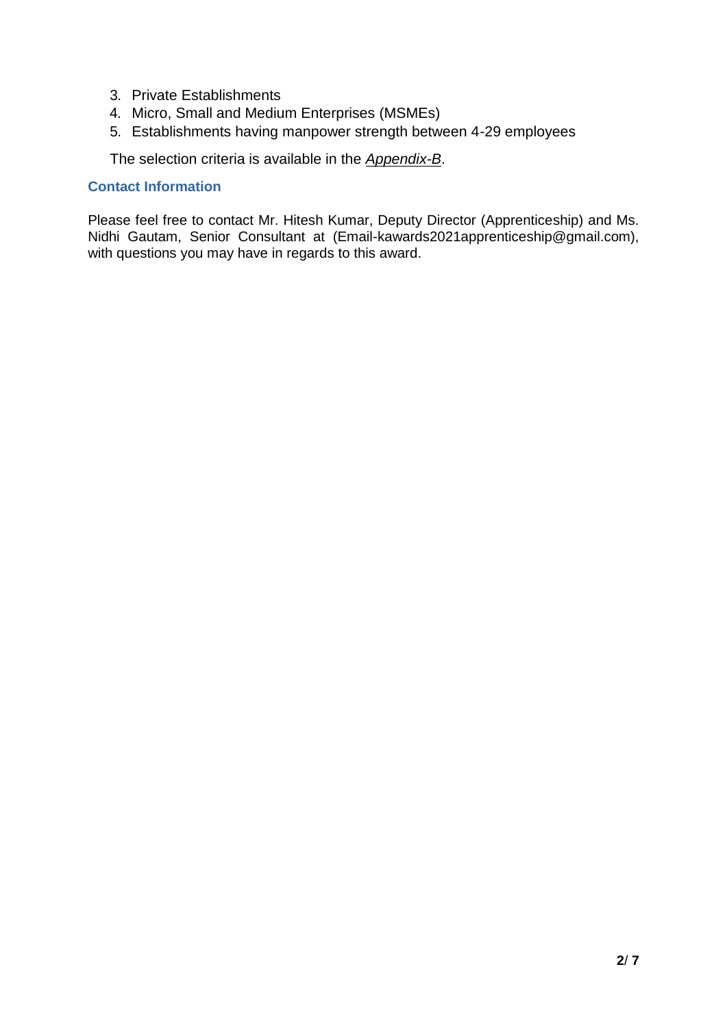3. Private Establishments
4. Micro, Small and Medium Enterprises (MSMEs)
5. Establishments having manpower strength between 4-29 employees

The selection criteria is available in the *Appendix-B*.

### Contact Information

Please feel free to contact Mr. Hitesh Kumar, Deputy Director (Apprenticeship) and Ms. Nidhi Gautam, Senior Consultant at (Email-kawards2021apprenticeship@gmail.com), with questions you may have in regards to this award.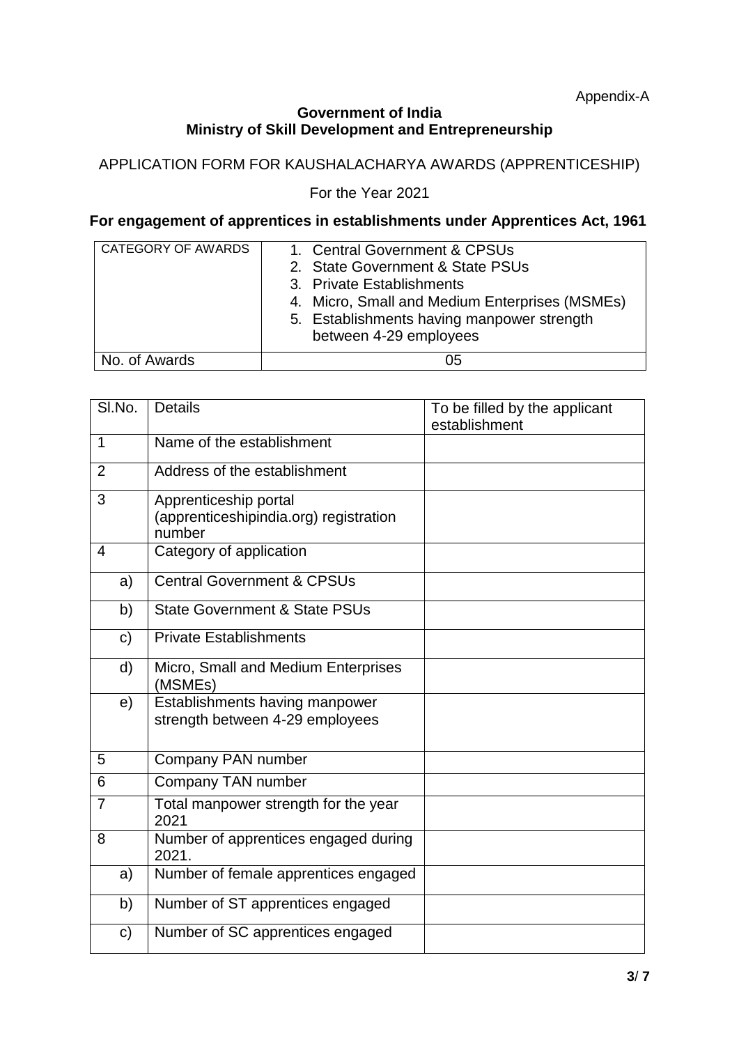Appendix-A

**Government of India**
**Ministry of Skill Development and Entrepreneurship**

APPLICATION FORM FOR KAUSHALACHARYA AWARDS (APPRENTICESHIP)

For the Year 2021

**For engagement of apprentices in establishments under Apprentices Act, 1961**

| | |
|---|---|
| CATEGORY OF AWARDS | 1. Central Government & CPSUs<br>2. State Government & State PSUs<br>3. Private Establishments<br>4. Micro, Small and Medium Enterprises (MSMEs)<br>5. Establishments having manpower strength between 4-29 employees |
| No. of Awards | 05 |

| Sl.No. | Details | To be filled by the applicant establishment |
|---|---|---|
| 1 | Name of the establishment | |
| 2 | Address of the establishment | |
| 3 | Apprenticeship portal (apprenticeshipindia.org) registration number | |
| 4 | Category of application | |
| a) | Central Government & CPSUs | |
| b) | State Government & State PSUs | |
| c) | Private Establishments | |
| d) | Micro, Small and Medium Enterprises (MSMEs) | |
| e) | Establishments having manpower strength between 4-29 employees | |
| 5 | Company PAN number | |
| 6 | Company TAN number | |
| 7 | Total manpower strength for the year 2021 | |
| 8 | Number of apprentices engaged during 2021. | |
| a) | Number of female apprentices engaged | |
| b) | Number of ST apprentices engaged | |
| c) | Number of SC apprentices engaged | |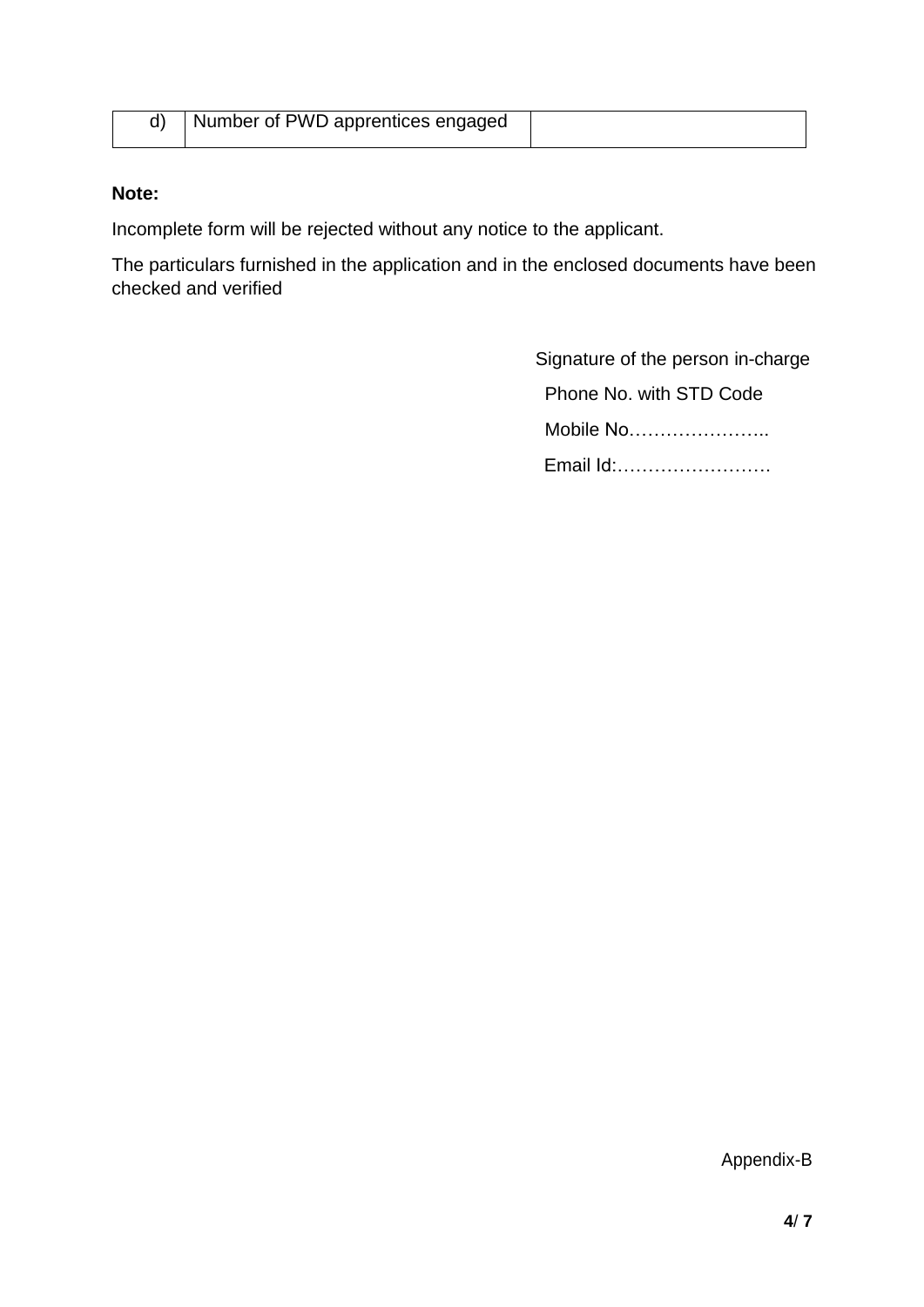| | | |
|---|---|---|
| d) | Number of PWD apprentices engaged | |

**Note:**

Incomplete form will be rejected without any notice to the applicant.

The particulars furnished in the application and in the enclosed documents have been checked and verified

Signature of the person in-charge

Phone No. with STD Code

Mobile No…………………..

Email Id:…………………….

Appendix-B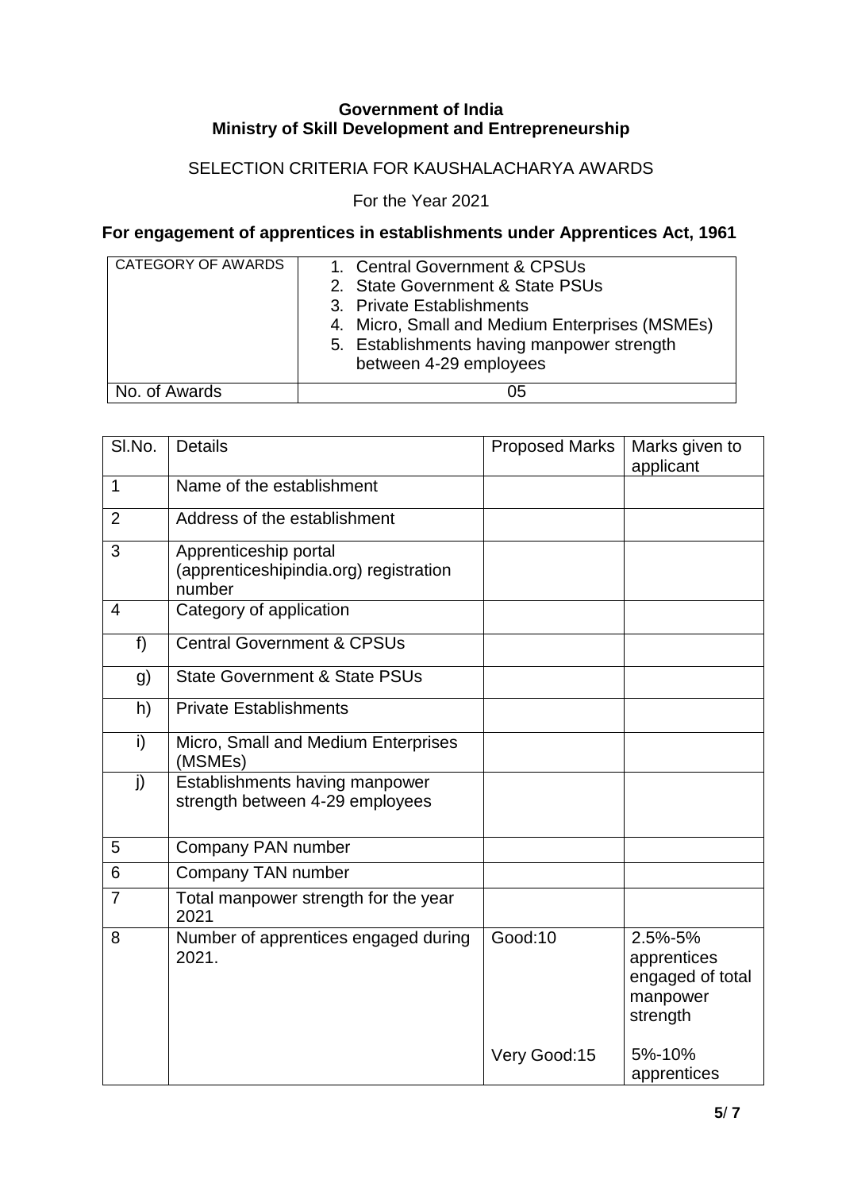**Government of India**
**Ministry of Skill Development and Entrepreneurship**

SELECTION CRITERIA FOR KAUSHALACHARYA AWARDS

For the Year 2021

**For engagement of apprentices in establishments under Apprentices Act, 1961**

| | |
|---|---|
| CATEGORY OF AWARDS | 1. Central Government & CPSUs<br>2. State Government & State PSUs<br>3. Private Establishments<br>4. Micro, Small and Medium Enterprises (MSMEs)<br>5. Establishments having manpower strength between 4-29 employees |
| No. of Awards | 05 |

| Sl.No. | Details | Proposed Marks | Marks given to applicant |
|---|---|---|---|
| 1 | Name of the establishment | | |
| 2 | Address of the establishment | | |
| 3 | Apprenticeship portal (apprenticeshipindia.org) registration number | | |
| 4 | Category of application | | |
| f) | Central Government & CPSUs | | |
| g) | State Government & State PSUs | | |
| h) | Private Establishments | | |
| i) | Micro, Small and Medium Enterprises (MSMEs) | | |
| j) | Establishments having manpower strength between 4-29 employees | | |
| 5 | Company PAN number | | |
| 6 | Company TAN number | | |
| 7 | Total manpower strength for the year 2021 | | |
| 8 | Number of apprentices engaged during 2021. | Good:10 | 2.5%-5% apprentices engaged of total manpower strength |
| | | Very Good:15 | 5%-10% apprentices |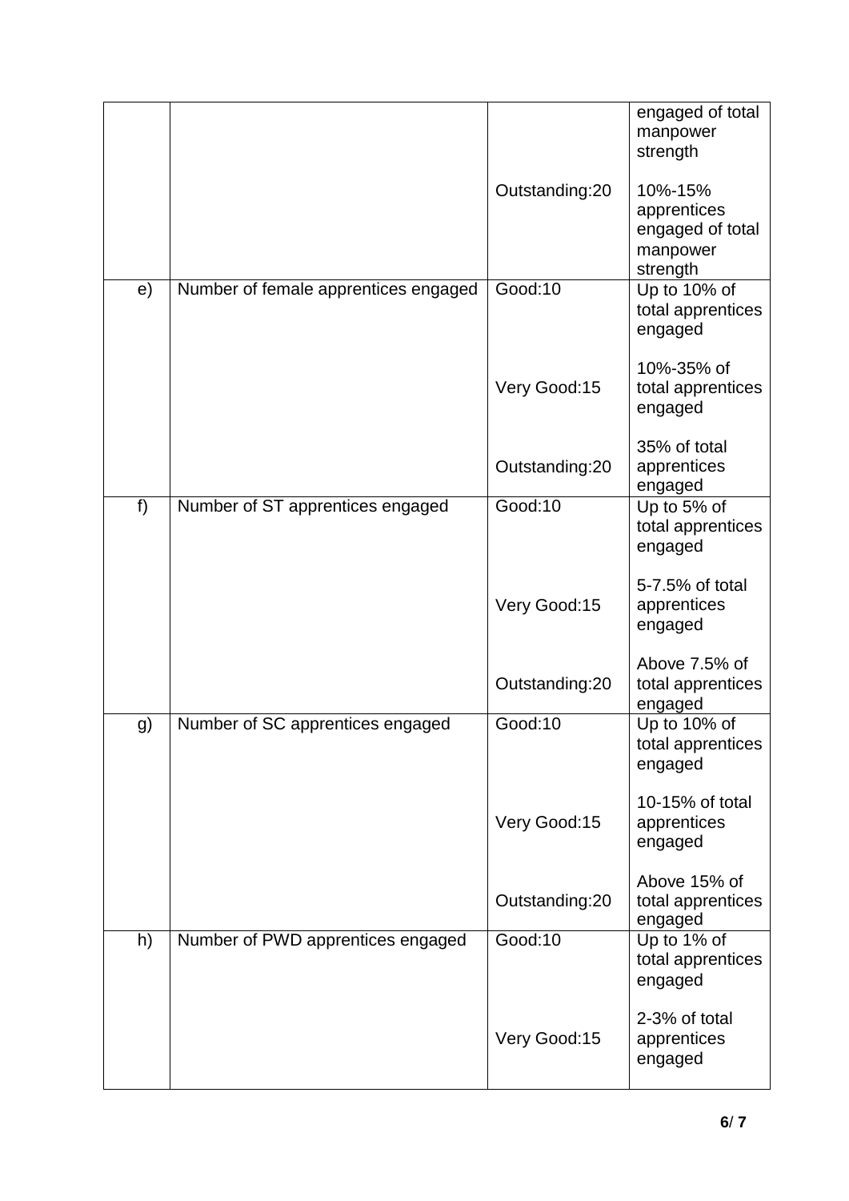| | | | |
|---|---|---|---|
| | | | engaged of total manpower strength |
| | | Outstanding:20 | 10%-15% apprentices engaged of total manpower strength |
| e) | Number of female apprentices engaged | Good:10 | Up to 10% of total apprentices engaged |
| | | Very Good:15 | 10%-35% of total apprentices engaged |
| | | Outstanding:20 | 35% of total apprentices engaged |
| f) | Number of ST apprentices engaged | Good:10 | Up to 5% of total apprentices engaged |
| | | Very Good:15 | 5-7.5% of total apprentices engaged |
| | | Outstanding:20 | Above 7.5% of total apprentices engaged |
| g) | Number of SC apprentices engaged | Good:10 | Up to 10% of total apprentices engaged |
| | | Very Good:15 | 10-15% of total apprentices engaged |
| | | Outstanding:20 | Above 15% of total apprentices engaged |
| h) | Number of PWD apprentices engaged | Good:10 | Up to 1% of total apprentices engaged |
| | | Very Good:15 | 2-3% of total apprentices engaged |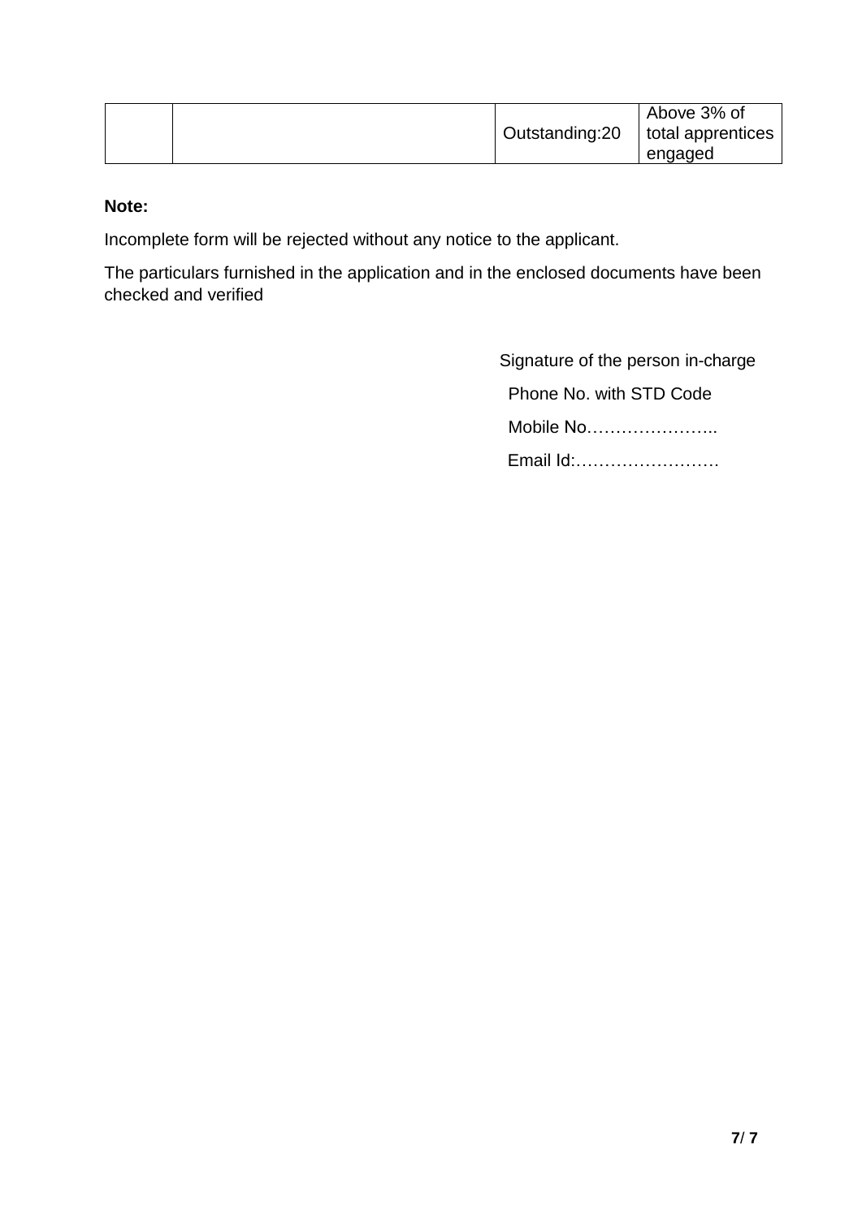| | | | |
|---|---|---|---|
| | | Outstanding:20 | Above 3% of total apprentices engaged |

**Note:**

Incomplete form will be rejected without any notice to the applicant.

The particulars furnished in the application and in the enclosed documents have been checked and verified

Signature of the person in-charge

Phone No. with STD Code

Mobile No…………………..

Email Id:…………………….